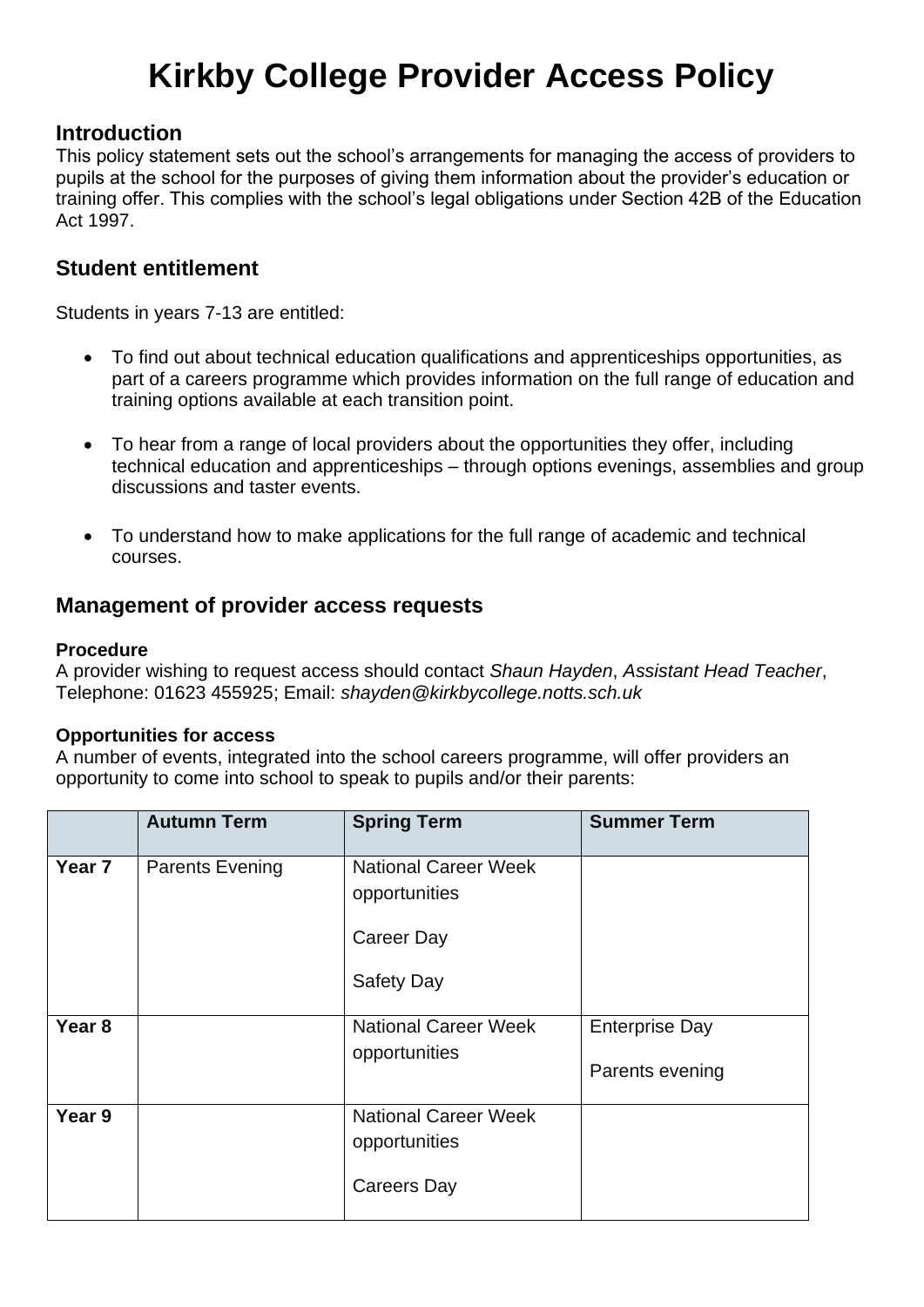# Kirkby College Provider Access Policy

## Introduction

This policy statement sets out the school's arrangements for managing the access of providers to pupils at the school for the purposes of giving them information about the provider's education or training offer. This complies with the school's legal obligations under Section 42B of the Education Act 1997.

## Student entitlement

Students in years 7-13 are entitled:

- To find out about technical education qualifications and apprenticeships opportunities, as part of a careers programme which provides information on the full range of education and training options available at each transition point.
- To hear from a range of local providers about the opportunities they offer, including technical education and apprenticeships – through options evenings, assemblies and group discussions and taster events.
- To understand how to make applications for the full range of academic and technical courses.

## Management of provider access requests

### Procedure

A provider wishing to request access should contact *Shaun Hayden*, *Assistant Head Teacher*, Telephone: 01623 455925; Email: *shayden@kirkbycollege.notts.sch.uk*

### Opportunities for access

A number of events, integrated into the school careers programme, will offer providers an opportunity to come into school to speak to pupils and/or their parents:

| | Autumn Term | Spring Term | Summer Term |
|---|---|---|---|
| **Year 7** | Parents Evening | National Career Week opportunities<br>Career Day<br>Safety Day | |
| **Year 8** | | National Career Week opportunities | Enterprise Day<br>Parents evening |
| **Year 9** | | National Career Week opportunities<br>Careers Day | |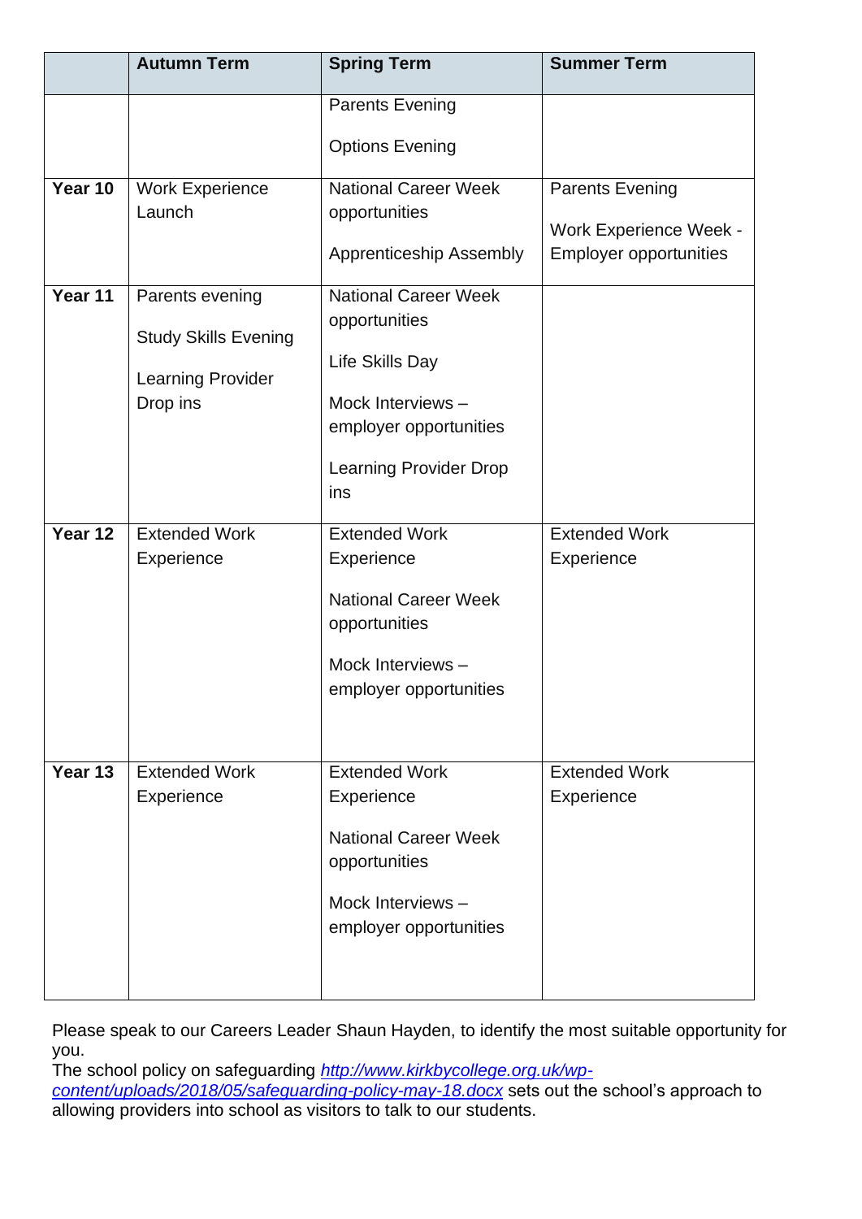| | Autumn Term | Spring Term | Summer Term |
|---|---|---|---|
| | | Parents Evening<br><br>Options Evening | |
| **Year 10** | Work Experience Launch | National Career Week opportunities<br><br>Apprenticeship Assembly | Parents Evening<br><br>Work Experience Week - Employer opportunities |
| **Year 11** | Parents evening<br><br>Study Skills Evening<br><br>Learning Provider Drop ins | National Career Week opportunities<br><br>Life Skills Day<br><br>Mock Interviews – employer opportunities<br><br>Learning Provider Drop ins | |
| **Year 12** | Extended Work Experience | Extended Work Experience<br><br>National Career Week opportunities<br><br>Mock Interviews – employer opportunities | Extended Work Experience |
| **Year 13** | Extended Work Experience | Extended Work Experience<br><br>National Career Week opportunities<br><br>Mock Interviews – employer opportunities | Extended Work Experience |

Please speak to our Careers Leader Shaun Hayden, to identify the most suitable opportunity for you.
The school policy on safeguarding *http://www.kirkbycollege.org.uk/wp-content/uploads/2018/05/safeguarding-policy-may-18.docx* sets out the school's approach to allowing providers into school as visitors to talk to our students.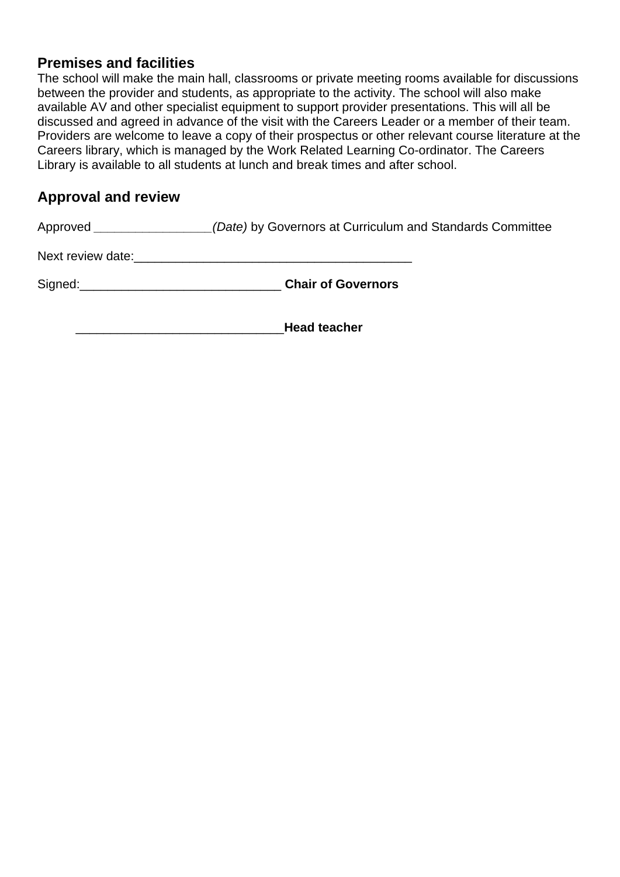## Premises and facilities

The school will make the main hall, classrooms or private meeting rooms available for discussions between the provider and students, as appropriate to the activity. The school will also make available AV and other specialist equipment to support provider presentations. This will all be discussed and agreed in advance of the visit with the Careers Leader or a member of their team. Providers are welcome to leave a copy of their prospectus or other relevant course literature at the Careers library, which is managed by the Work Related Learning Co-ordinator. The Careers Library is available to all students at lunch and break times and after school.

## Approval and review

Approved _________________*(Date)* by Governors at Curriculum and Standards Committee

Next review date:________________________________________

Signed:_____________________________ **Chair of Governors**

_____________________________**Head teacher**